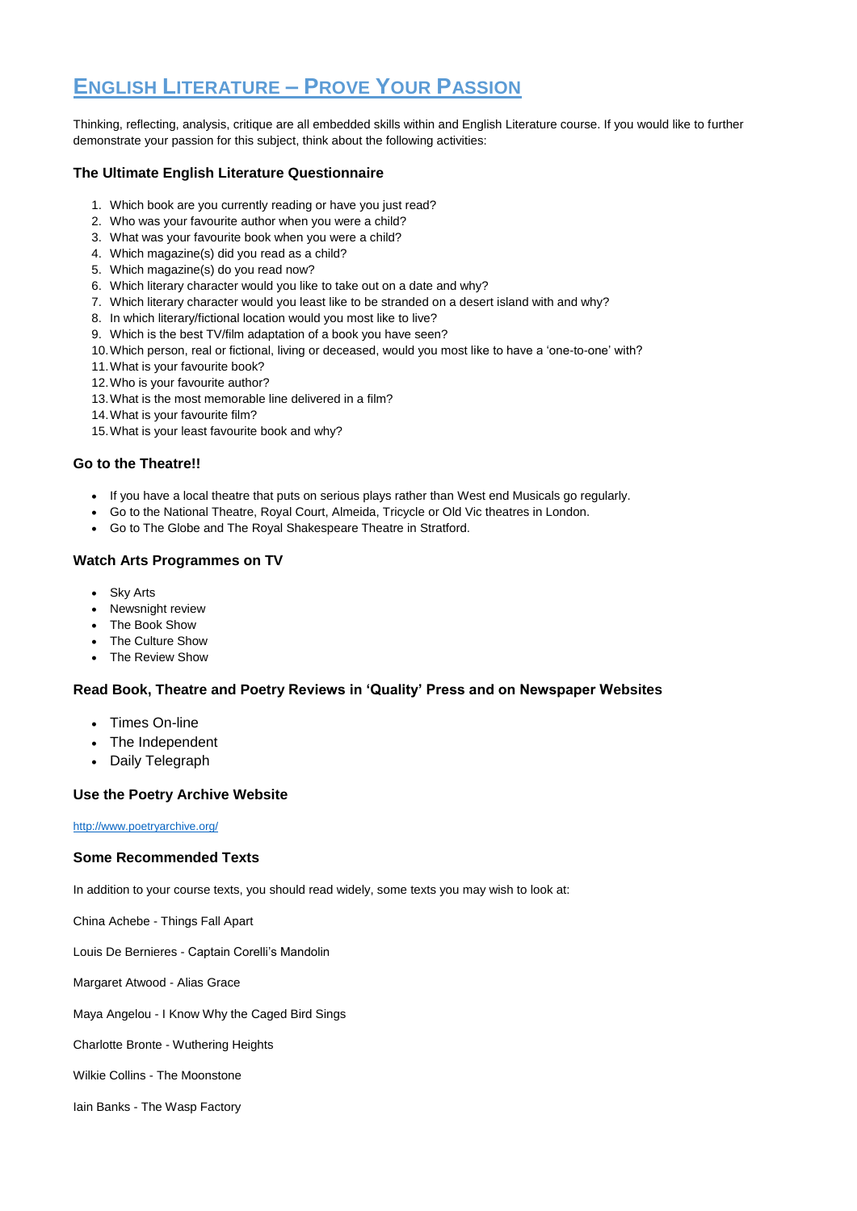# English Literature – Prove Your Passion

Thinking, reflecting, analysis, critique are all embedded skills within and English Literature course. If you would like to further demonstrate your passion for this subject, think about the following activities:

### The Ultimate English Literature Questionnaire

1. Which book are you currently reading or have you just read?
2. Who was your favourite author when you were a child?
3. What was your favourite book when you were a child?
4. Which magazine(s) did you read as a child?
5. Which magazine(s) do you read now?
6. Which literary character would you like to take out on a date and why?
7. Which literary character would you least like to be stranded on a desert island with and why?
8. In which literary/fictional location would you most like to live?
9. Which is the best TV/film adaptation of a book you have seen?
10. Which person, real or fictional, living or deceased, would you most like to have a 'one-to-one' with?
11. What is your favourite book?
12. Who is your favourite author?
13. What is the most memorable line delivered in a film?
14. What is your favourite film?
15. What is your least favourite book and why?

### Go to the Theatre!!

- If you have a local theatre that puts on serious plays rather than West end Musicals go regularly.
- Go to the National Theatre, Royal Court, Almeida, Tricycle or Old Vic theatres in London.
- Go to The Globe and The Royal Shakespeare Theatre in Stratford.

### Watch Arts Programmes on TV

- Sky Arts
- Newsnight review
- The Book Show
- The Culture Show
- The Review Show

### Read Book, Theatre and Poetry Reviews in 'Quality' Press and on Newspaper Websites

- Times On-line
- The Independent
- Daily Telegraph

### Use the Poetry Archive Website

http://www.poetryarchive.org/

### Some Recommended Texts

In addition to your course texts, you should read widely, some texts you may wish to look at:

China Achebe - Things Fall Apart

Louis De Bernieres - Captain Corelli's Mandolin

Margaret Atwood - Alias Grace

Maya Angelou - I Know Why the Caged Bird Sings

Charlotte Bronte - Wuthering Heights

Wilkie Collins - The Moonstone

Iain Banks - The Wasp Factory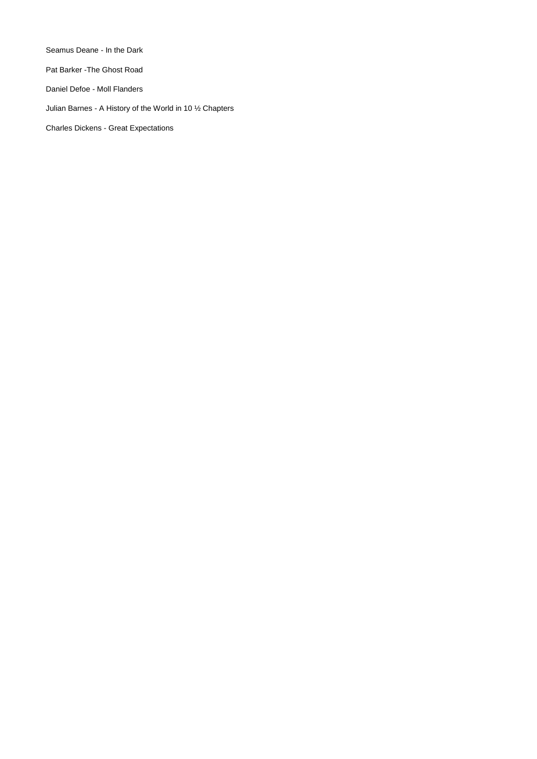Seamus Deane - In the Dark

Pat Barker -The Ghost Road

Daniel Defoe - Moll Flanders

Julian Barnes - A History of the World in 10 ½ Chapters

Charles Dickens - Great Expectations